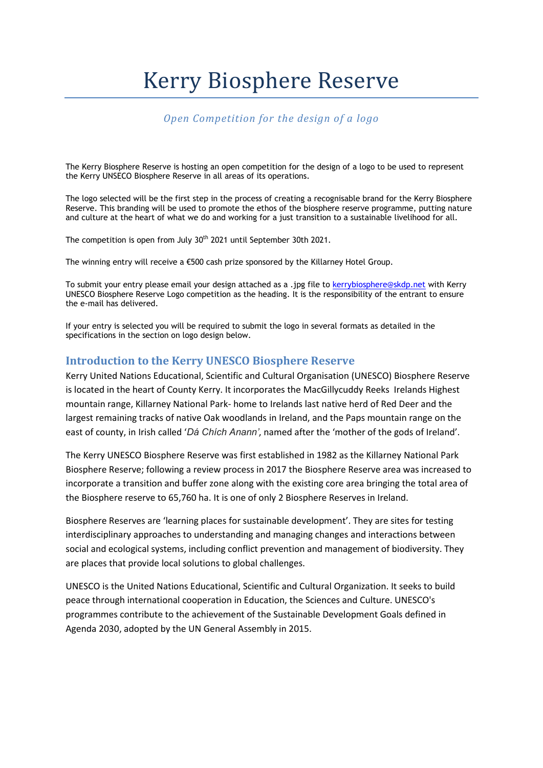# Kerry Biosphere Reserve

*Open Competition for the design of a logo*

The Kerry Biosphere Reserve is hosting an open competition for the design of a logo to be used to represent the Kerry UNSECO Biosphere Reserve in all areas of its operations.

The logo selected will be the first step in the process of creating a recognisable brand for the Kerry Biosphere Reserve. This branding will be used to promote the ethos of the biosphere reserve programme, putting nature and culture at the heart of what we do and working for a just transition to a sustainable livelihood for all.

The competition is open from July 30th 2021 until September 30th 2021.

The winning entry will receive a €500 cash prize sponsored by the Killarney Hotel Group.

To submit your entry please email your design attached as a .jpg file to kerrybiosphere@skdp.net with Kerry UNESCO Biosphere Reserve Logo competition as the heading. It is the responsibility of the entrant to ensure the e-mail has delivered.

If your entry is selected you will be required to submit the logo in several formats as detailed in the specifications in the section on logo design below.

## Introduction to the Kerry UNESCO Biosphere Reserve

Kerry United Nations Educational, Scientific and Cultural Organisation (UNESCO) Biosphere Reserve is located in the heart of County Kerry. It incorporates the MacGillycuddy Reeks Irelands Highest mountain range, Killarney National Park- home to Irelands last native herd of Red Deer and the largest remaining tracks of native Oak woodlands in Ireland, and the Paps mountain range on the east of county, in Irish called '*Dá Chích Anann'*, named after the 'mother of the gods of Ireland'.

The Kerry UNESCO Biosphere Reserve was first established in 1982 as the Killarney National Park Biosphere Reserve; following a review process in 2017 the Biosphere Reserve area was increased to incorporate a transition and buffer zone along with the existing core area bringing the total area of the Biosphere reserve to 65,760 ha. It is one of only 2 Biosphere Reserves in Ireland.

Biosphere Reserves are 'learning places for sustainable development'. They are sites for testing interdisciplinary approaches to understanding and managing changes and interactions between social and ecological systems, including conflict prevention and management of biodiversity. They are places that provide local solutions to global challenges.

UNESCO is the United Nations Educational, Scientific and Cultural Organization. It seeks to build peace through international cooperation in Education, the Sciences and Culture. UNESCO's programmes contribute to the achievement of the Sustainable Development Goals defined in Agenda 2030, adopted by the UN General Assembly in 2015.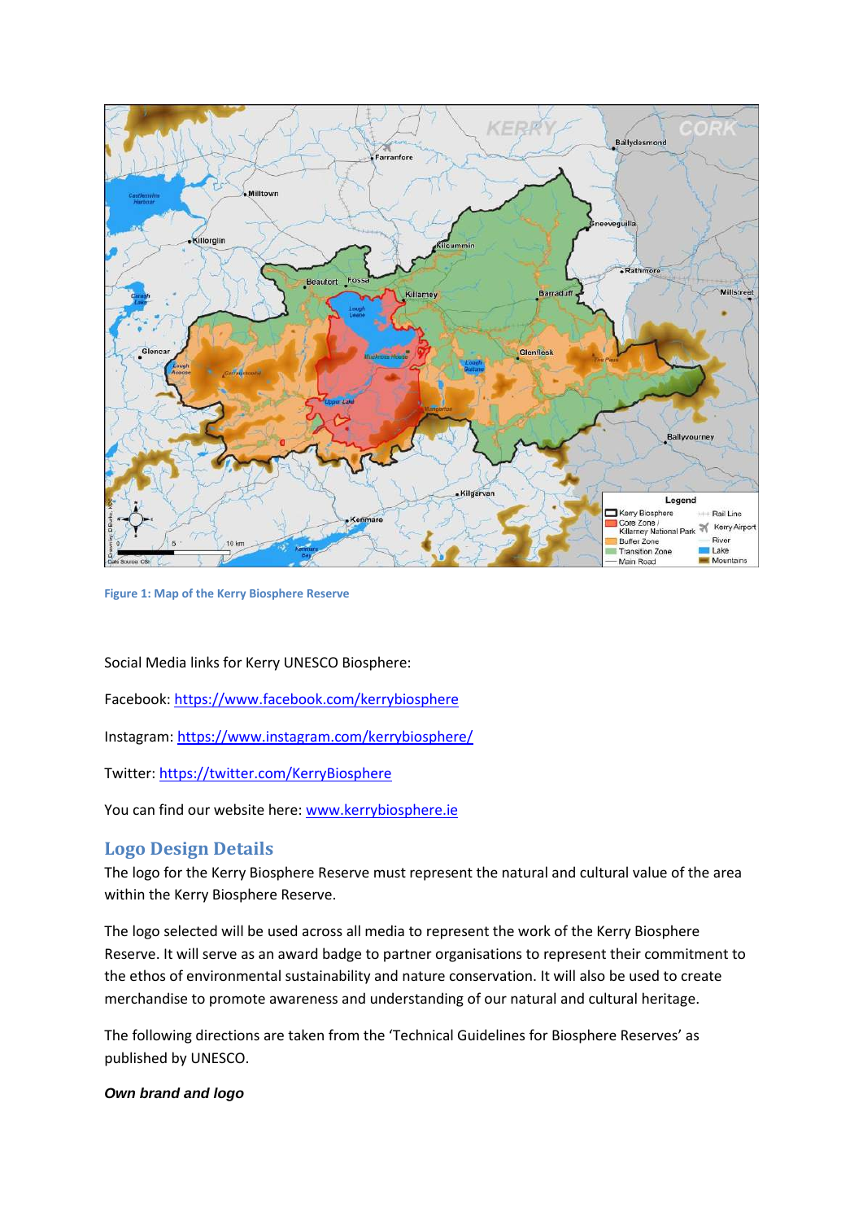Figure 1: Map of the Kerry Biosphere Reserve

Social Media links for Kerry UNESCO Biosphere:

Facebook: https://www.facebook.com/kerrybiosphere

Instagram: https://www.instagram.com/kerrybiosphere/

Twitter: https://twitter.com/KerryBiosphere

You can find our website here: www.kerrybiosphere.ie

## Logo Design Details

The logo for the Kerry Biosphere Reserve must represent the natural and cultural value of the area within the Kerry Biosphere Reserve.

The logo selected will be used across all media to represent the work of the Kerry Biosphere Reserve. It will serve as an award badge to partner organisations to represent their commitment to the ethos of environmental sustainability and nature conservation. It will also be used to create merchandise to promote awareness and understanding of our natural and cultural heritage.

The following directions are taken from the 'Technical Guidelines for Biosphere Reserves' as published by UNESCO.

***Own brand and logo***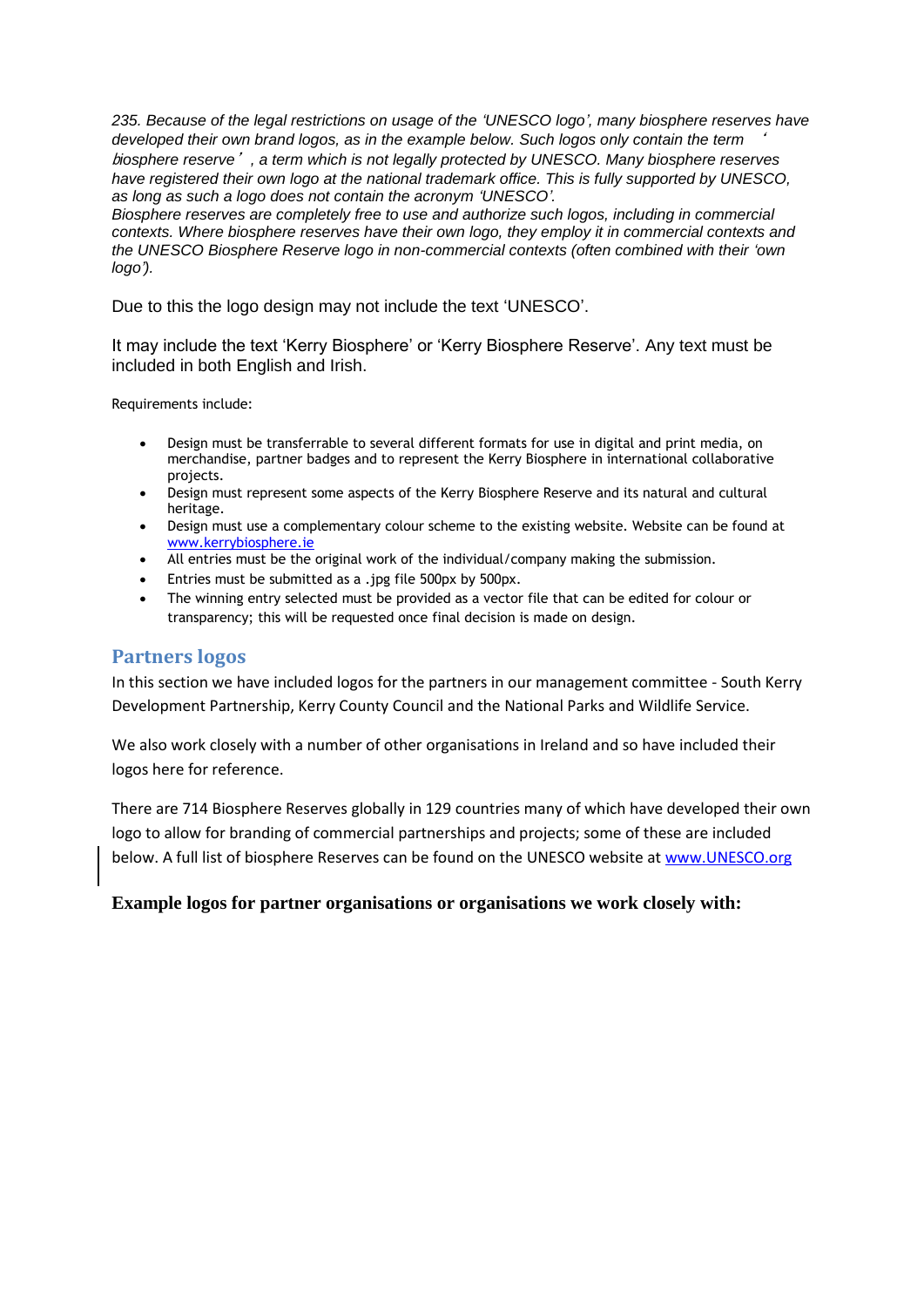*235. Because of the legal restrictions on usage of the 'UNESCO logo', many biosphere reserves have developed their own brand logos, as in the example below. Such logos only contain the term 'biosphere reserve', a term which is not legally protected by UNESCO. Many biosphere reserves have registered their own logo at the national trademark office. This is fully supported by UNESCO, as long as such a logo does not contain the acronym 'UNESCO'.*
*Biosphere reserves are completely free to use and authorize such logos, including in commercial contexts. Where biosphere reserves have their own logo, they employ it in commercial contexts and the UNESCO Biosphere Reserve logo in non-commercial contexts (often combined with their 'own logo').*

Due to this the logo design may not include the text 'UNESCO'.

It may include the text 'Kerry Biosphere' or 'Kerry Biosphere Reserve'. Any text must be included in both English and Irish.

Requirements include:

- Design must be transferrable to several different formats for use in digital and print media, on merchandise, partner badges and to represent the Kerry Biosphere in international collaborative projects.
- Design must represent some aspects of the Kerry Biosphere Reserve and its natural and cultural heritage.
- Design must use a complementary colour scheme to the existing website. Website can be found at www.kerrybiosphere.ie
- All entries must be the original work of the individual/company making the submission.
- Entries must be submitted as a .jpg file 500px by 500px.
- The winning entry selected must be provided as a vector file that can be edited for colour or transparency; this will be requested once final decision is made on design.

## Partners logos

In this section we have included logos for the partners in our management committee - South Kerry Development Partnership, Kerry County Council and the National Parks and Wildlife Service.

We also work closely with a number of other organisations in Ireland and so have included their logos here for reference.

There are 714 Biosphere Reserves globally in 129 countries many of which have developed their own logo to allow for branding of commercial partnerships and projects; some of these are included below. A full list of biosphere Reserves can be found on the UNESCO website at www.UNESCO.org

**Example logos for partner organisations or organisations we work closely with:**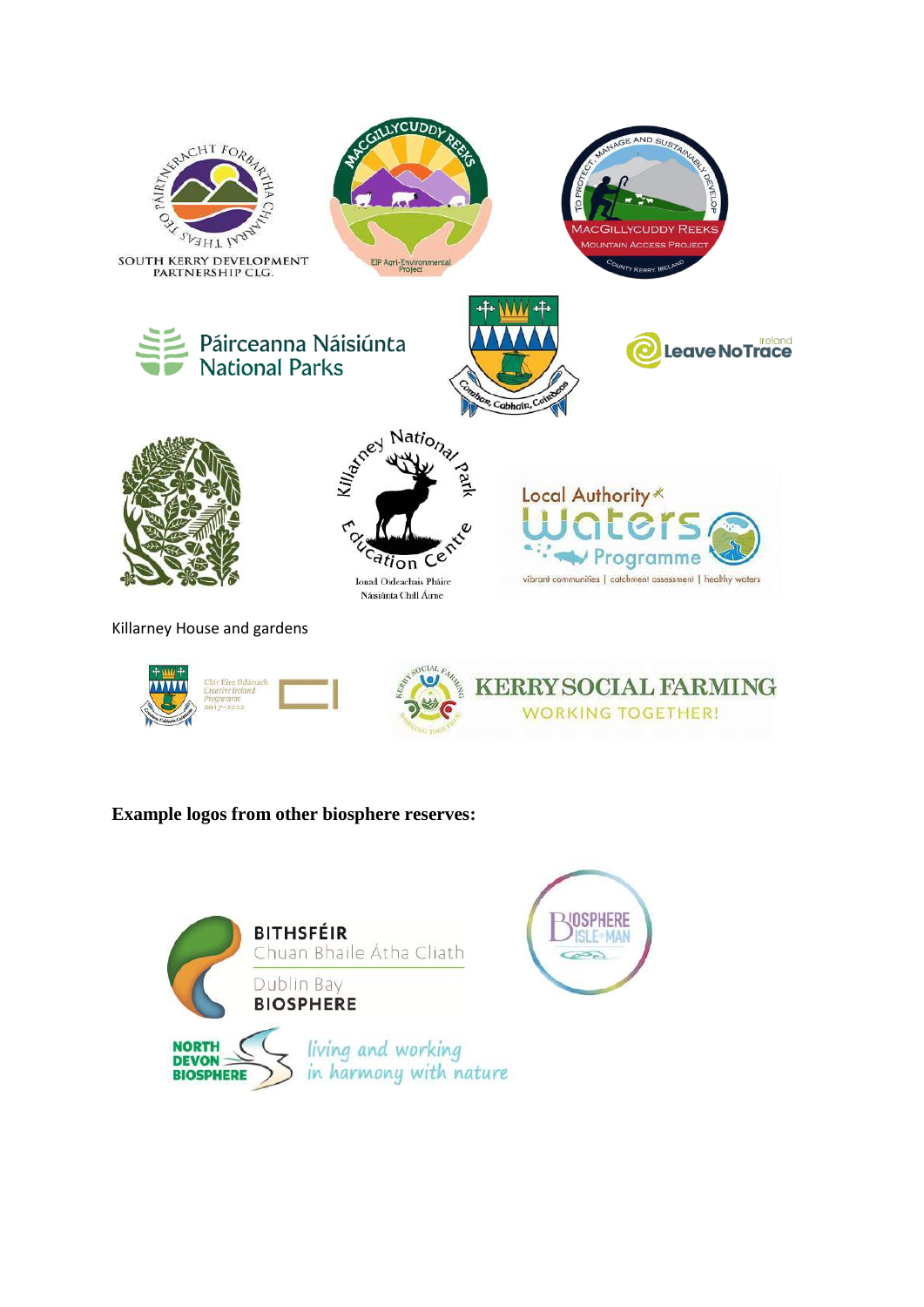Killarney House and gardens

**Example logos from other biosphere reserves:**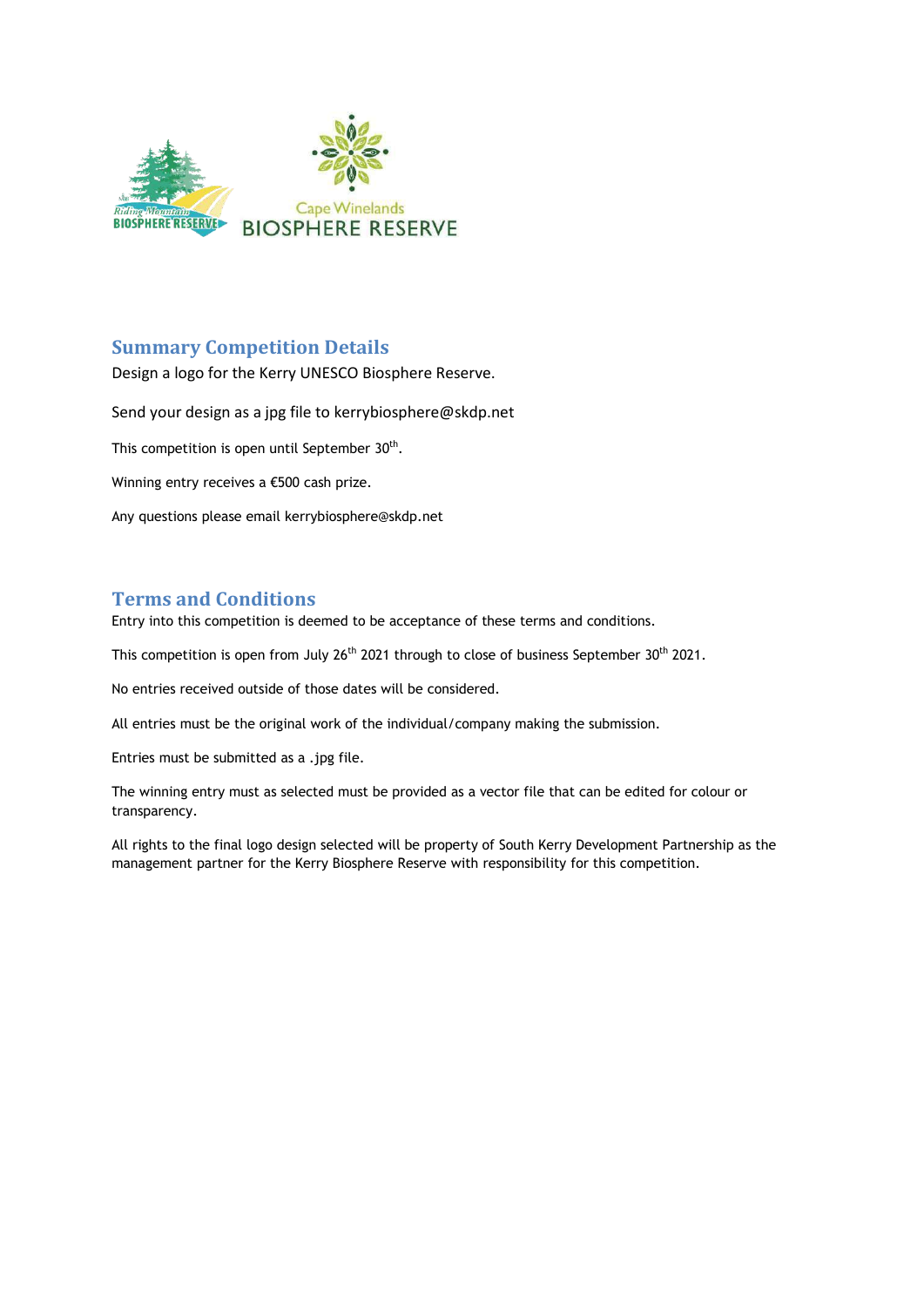## Summary Competition Details

Design a logo for the Kerry UNESCO Biosphere Reserve.

Send your design as a jpg file to kerrybiosphere@skdp.net

This competition is open until September 30th.

Winning entry receives a €500 cash prize.

Any questions please email kerrybiosphere@skdp.net

## Terms and Conditions

Entry into this competition is deemed to be acceptance of these terms and conditions.

This competition is open from July 26th 2021 through to close of business September 30th 2021.

No entries received outside of those dates will be considered.

All entries must be the original work of the individual/company making the submission.

Entries must be submitted as a .jpg file.

The winning entry must as selected must be provided as a vector file that can be edited for colour or transparency.

All rights to the final logo design selected will be property of South Kerry Development Partnership as the management partner for the Kerry Biosphere Reserve with responsibility for this competition.